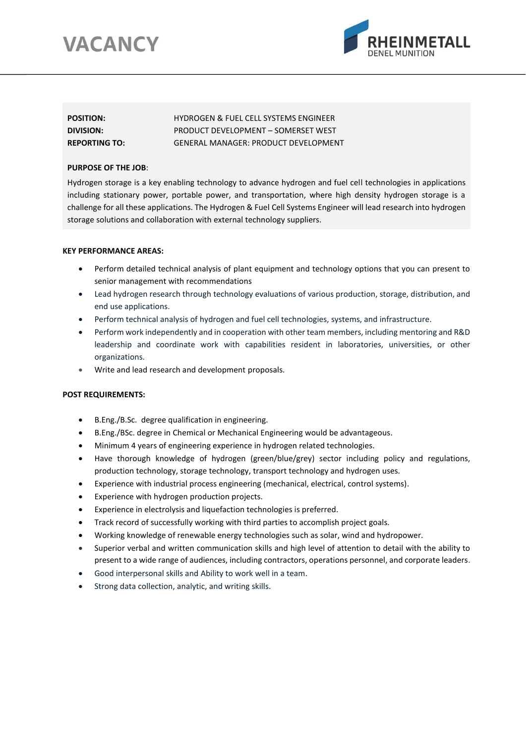# VACANCY

RHEINMETALL
DENEL MUNITION

**POSITION:** HYDROGEN & FUEL CELL SYSTEMS ENGINEER
**DIVISION:** PRODUCT DEVELOPMENT – SOMERSET WEST
**REPORTING TO:** GENERAL MANAGER: PRODUCT DEVELOPMENT

**PURPOSE OF THE JOB**:

Hydrogen storage is a key enabling technology to advance hydrogen and fuel cell technologies in applications including stationary power, portable power, and transportation, where high density hydrogen storage is a challenge for all these applications. The Hydrogen & Fuel Cell Systems Engineer will lead research into hydrogen storage solutions and collaboration with external technology suppliers.

**KEY PERFORMANCE AREAS:**

- Perform detailed technical analysis of plant equipment and technology options that you can present to senior management with recommendations
- Lead hydrogen research through technology evaluations of various production, storage, distribution, and end use applications.
- Perform technical analysis of hydrogen and fuel cell technologies, systems, and infrastructure.
- Perform work independently and in cooperation with other team members, including mentoring and R&D leadership and coordinate work with capabilities resident in laboratories, universities, or other organizations.
- Write and lead research and development proposals.

**POST REQUIREMENTS:**

- B.Eng./B.Sc. degree qualification in engineering.
- B.Eng./BSc. degree in Chemical or Mechanical Engineering would be advantageous.
- Minimum 4 years of engineering experience in hydrogen related technologies.
- Have thorough knowledge of hydrogen (green/blue/grey) sector including policy and regulations, production technology, storage technology, transport technology and hydrogen uses.
- Experience with industrial process engineering (mechanical, electrical, control systems).
- Experience with hydrogen production projects.
- Experience in electrolysis and liquefaction technologies is preferred.
- Track record of successfully working with third parties to accomplish project goals.
- Working knowledge of renewable energy technologies such as solar, wind and hydropower.
- Superior verbal and written communication skills and high level of attention to detail with the ability to present to a wide range of audiences, including contractors, operations personnel, and corporate leaders.
- Good interpersonal skills and Ability to work well in a team.
- Strong data collection, analytic, and writing skills.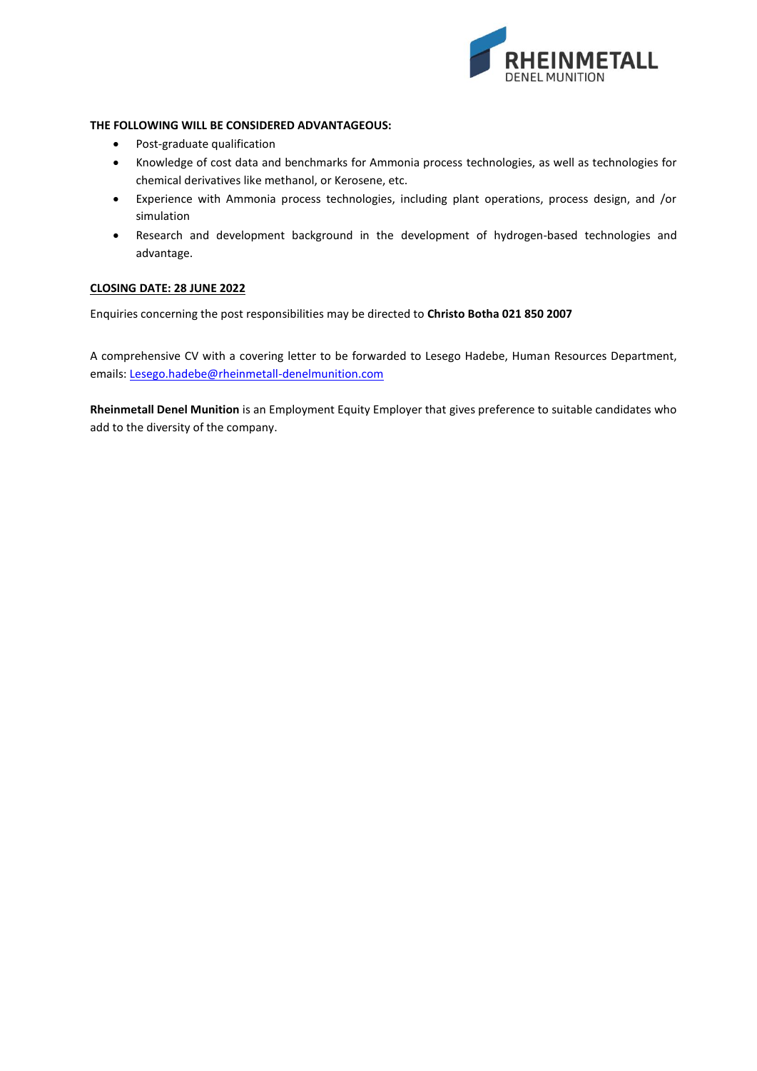**THE FOLLOWING WILL BE CONSIDERED ADVANTAGEOUS:**

- Post-graduate qualification
- Knowledge of cost data and benchmarks for Ammonia process technologies, as well as technologies for chemical derivatives like methanol, or Kerosene, etc.
- Experience with Ammonia process technologies, including plant operations, process design, and /or simulation
- Research and development background in the development of hydrogen-based technologies and advantage.

**CLOSING DATE: 28 JUNE 2022**

Enquiries concerning the post responsibilities may be directed to **Christo Botha 021 850 2007**

A comprehensive CV with a covering letter to be forwarded to Lesego Hadebe, Human Resources Department, emails: Lesego.hadebe@rheinmetall-denelmunition.com

**Rheinmetall Denel Munition** is an Employment Equity Employer that gives preference to suitable candidates who add to the diversity of the company.